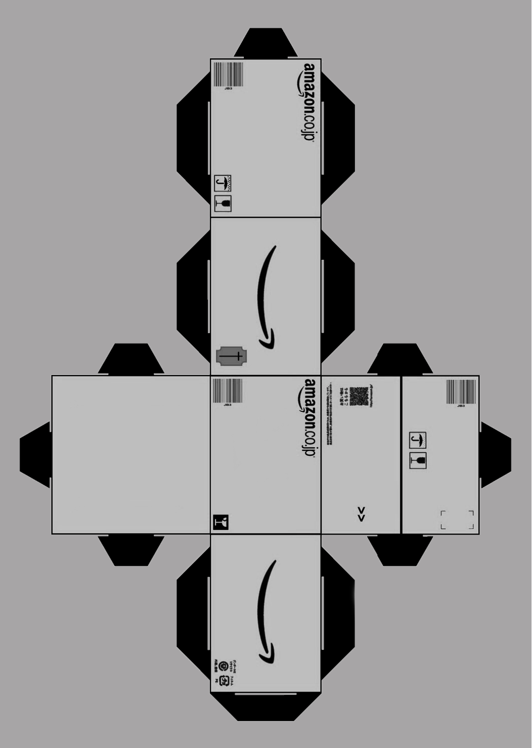amazon.co.jp

JB3

amazon.co.jp

JB3

JB3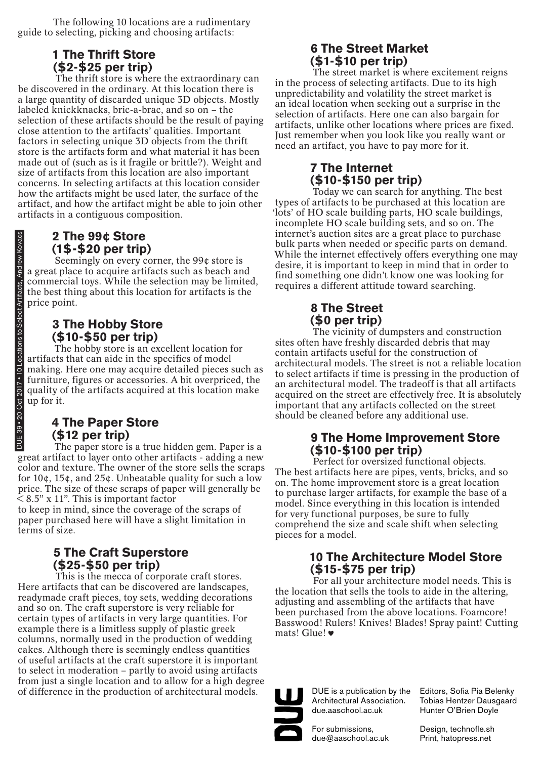The following 10 locations are a rudimentary guide to selecting, picking and choosing artifacts:

## 1 The Thrift Store ($2-$25 per trip)

The thrift store is where the extraordinary can be discovered in the ordinary. At this location there is a large quantity of discarded unique 3D objects. Mostly labeled knickknacks, bric-a-brac, and so on – the selection of these artifacts should be the result of paying close attention to the artifacts' qualities. Important factors in selecting unique 3D objects from the thrift store is the artifacts form and what material it has been made out of (such as is it fragile or brittle?). Weight and size of artifacts from this location are also important concerns. In selecting artifacts at this location consider how the artifacts might be used later, the surface of the artifact, and how the artifact might be able to join other artifacts in a contiguous composition.

## 2 The 99¢ Store (1$-$20 per trip)

Seemingly on every corner, the 99¢ store is a great place to acquire artifacts such as beach and commercial toys. While the selection may be limited, the best thing about this location for artifacts is the price point.

## 3 The Hobby Store ($10-$50 per trip)

The hobby store is an excellent location for artifacts that can aide in the specifics of model making. Here one may acquire detailed pieces such as furniture, figures or accessories. A bit overpriced, the quality of the artifacts acquired at this location make up for it.

## 4 The Paper Store ($12 per trip)

The paper store is a true hidden gem. Paper is a great artifact to layer onto other artifacts - adding a new color and texture. The owner of the store sells the scraps for 10¢, 15¢, and 25¢. Unbeatable quality for such a low price. The size of these scraps of paper will generally be < 8.5" x 11". This is important factor to keep in mind, since the coverage of the scraps of paper purchased here will have a slight limitation in terms of size.

## 5 The Craft Superstore ($25-$50 per trip)

This is the mecca of corporate craft stores. Here artifacts that can be discovered are landscapes, readymade craft pieces, toy sets, wedding decorations and so on. The craft superstore is very reliable for certain types of artifacts in very large quantities. For example there is a limitless supply of plastic greek columns, normally used in the production of wedding cakes. Although there is seemingly endless quantities of useful artifacts at the craft superstore it is important to select in moderation – partly to avoid using artifacts from just a single location and to allow for a high degree of difference in the production of architectural models.

## 6 The Street Market ($1-$10 per trip)

The street market is where excitement reigns in the process of selecting artifacts. Due to its high unpredictability and volatility the street market is an ideal location when seeking out a surprise in the selection of artifacts. Here one can also bargain for artifacts, unlike other locations where prices are fixed. Just remember when you look like you really want or need an artifact, you have to pay more for it.

## 7 The Internet ($10-$150 per trip)

Today we can search for anything. The best types of artifacts to be purchased at this location are 'lots' of HO scale building parts, HO scale buildings, incomplete HO scale building sets, and so on. The internet's auction sites are a great place to purchase bulk parts when needed or specific parts on demand. While the internet effectively offers everything one may desire, it is important to keep in mind that in order to find something one didn't know one was looking for requires a different attitude toward searching.

## 8 The Street ($0 per trip)

The vicinity of dumpsters and construction sites often have freshly discarded debris that may contain artifacts useful for the construction of architectural models. The street is not a reliable location to select artifacts if time is pressing in the production of an architectural model. The tradeoff is that all artifacts acquired on the street are effectively free. It is absolutely important that any artifacts collected on the street should be cleaned before any additional use.

## 9 The Home Improvement Store ($10-$100 per trip)

Perfect for oversized functional objects. The best artifacts here are pipes, vents, bricks, and so on. The home improvement store is a great location to purchase larger artifacts, for example the base of a model. Since everything in this location is intended for very functional purposes, be sure to fully comprehend the size and scale shift when selecting pieces for a model.

## 10 The Architecture Model Store ($15-$75 per trip)

For all your architecture model needs. This is the location that sells the tools to aide in the altering, adjusting and assembling of the artifacts that have been purchased from the above locations. Foamcore! Basswood! Rulers! Knives! Blades! Spray paint! Cutting mats! Glue! ♥

DUE 39 • 20 Oct 2017 • 10 Locations to Select Artifacts, Andrew Kovacs

DUE is a publication by the Architectural Association.
due.aaschool.ac.uk

For submissions,
due@aaschool.ac.uk

Editors, Sofia Pia Belenky
Tobias Hentzer Dausgaard
Hunter O'Brien Doyle

Design, technofle.sh
Print, hatopress.net